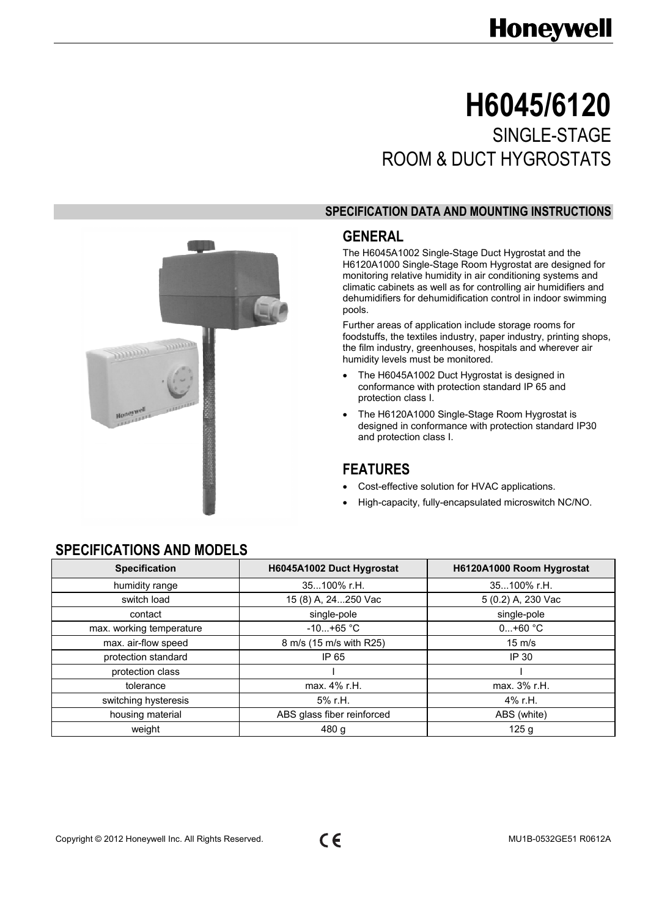# H6045/6120

## SINGLE-STAGE ROOM & DUCT HYGROSTATS

**SPECIFICATION DATA AND MOUNTING INSTRUCTIONS**

## GENERAL

The H6045A1002 Single-Stage Duct Hygrostat and the H6120A1000 Single-Stage Room Hygrostat are designed for monitoring relative humidity in air conditioning systems and climatic cabinets as well as for controlling air humidifiers and dehumidifiers for dehumidification control in indoor swimming pools.

Further areas of application include storage rooms for foodstuffs, the textiles industry, paper industry, printing shops, the film industry, greenhouses, hospitals and wherever air humidity levels must be monitored.

- The H6045A1002 Duct Hygrostat is designed in conformance with protection standard IP 65 and protection class I.
- The H6120A1000 Single-Stage Room Hygrostat is designed in conformance with protection standard IP30 and protection class I.

## FEATURES

- Cost-effective solution for HVAC applications.
- High-capacity, fully-encapsulated microswitch NC/NO.

## SPECIFICATIONS AND MODELS

| Specification | H6045A1002 Duct Hygrostat | H6120A1000 Room Hygrostat |
|---|---|---|
| humidity range | 35...100% r.H. | 35...100% r.H. |
| switch load | 15 (8) A, 24...250 Vac | 5 (0.2) A, 230 Vac |
| contact | single-pole | single-pole |
| max. working temperature | -10...+65 °C | 0...+60 °C |
| max. air-flow speed | 8 m/s (15 m/s with R25) | 15 m/s |
| protection standard | IP 65 | IP 30 |
| protection class | I | I |
| tolerance | max. 4% r.H. | max. 3% r.H. |
| switching hysteresis | 5% r.H. | 4% r.H. |
| housing material | ABS glass fiber reinforced | ABS (white) |
| weight | 480 g | 125 g |

Copyright © 2012 Honeywell Inc. All Rights Reserved. MU1B-0532GE51 R0612A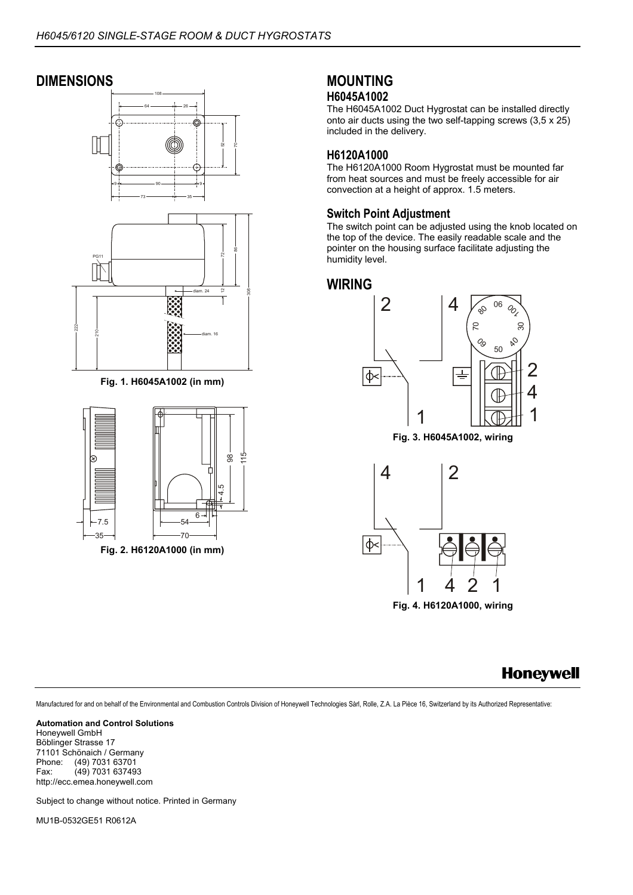## DIMENSIONS

Fig. 1. H6045A1002 (in mm)

Fig. 2. H6120A1000 (in mm)

## MOUNTING

### H6045A1002

The H6045A1002 Duct Hygrostat can be installed directly onto air ducts using the two self-tapping screws (3,5 x 25) included in the delivery.

### H6120A1000

The H6120A1000 Room Hygrostat must be mounted far from heat sources and must be freely accessible for air convection at a height of approx. 1.5 meters.

### Switch Point Adjustment

The switch point can be adjusted using the knob located on the top of the device. The easily readable scale and the pointer on the housing surface facilitate adjusting the humidity level.

## WIRING

Fig. 3. H6045A1002, wiring

Fig. 4. H6120A1000, wiring

Manufactured for and on behalf of the Environmental and Combustion Controls Division of Honeywell Technologies Sàrl, Rolle, Z.A. La Pièce 16, Switzerland by its Authorized Representative:

**Automation and Control Solutions**
Honeywell GmbH
Böblinger Strasse 17
71101 Schönaich / Germany
Phone: (49) 7031 63701
Fax: (49) 7031 637493
http://ecc.emea.honeywell.com

Subject to change without notice. Printed in Germany

MU1B-0532GE51 R0612A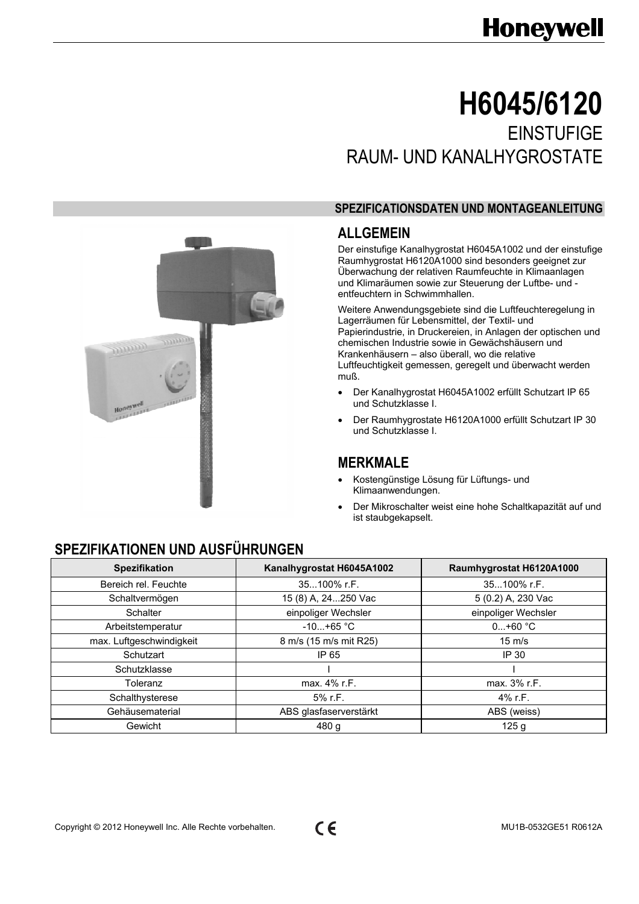# H6045/6120

## EINSTUFIGE RAUM- UND KANALHYGROSTATE

### SPEZIFICATIONSDATEN UND MONTAGEANLEITUNG

## ALLGEMEIN

Der einstufige Kanalhygrostat H6045A1002 und der einstufige Raumhygrostat H6120A1000 sind besonders geeignet zur Überwachung der relativen Raumfeuchte in Klimaanlagen und Klimaräumen sowie zur Steuerung der Luftbe- und -entfeuchtern in Schwimmhallen.

Weitere Anwendungsgebiete sind die Luftfeuchteregelung in Lagerräumen für Lebensmittel, der Textil- und Papierindustrie, in Druckereien, in Anlagen der optischen und chemischen Industrie sowie in Gewächshäusern und Krankenhäusern – also überall, wo die relative Luftfeuchtigkeit gemessen, geregelt und überwacht werden muß.

- Der Kanalhygrostat H6045A1002 erfüllt Schutzart IP 65 und Schutzklasse I.
- Der Raumhygrostate H6120A1000 erfüllt Schutzart IP 30 und Schutzklasse I.

## MERKMALE

- Kostengünstige Lösung für Lüftungs- und Klimaanwendungen.
- Der Mikroschalter weist eine hohe Schaltkapazität auf und ist staubgekapselt.

## SPEZIFIKATIONEN UND AUSFÜHRUNGEN

| Spezifikation | Kanalhygrostat H6045A1002 | Raumhygrostat H6120A1000 |
|---|---|---|
| Bereich rel. Feuchte | 35...100% r.F. | 35...100% r.F. |
| Schaltvermögen | 15 (8) A, 24...250 Vac | 5 (0.2) A, 230 Vac |
| Schalter | einpoliger Wechsler | einpoliger Wechsler |
| Arbeitstemperatur | -10...+65 °C | 0...+60 °C |
| max. Luftgeschwindigkeit | 8 m/s (15 m/s mit R25) | 15 m/s |
| Schutzart | IP 65 | IP 30 |
| Schutzklasse | I | I |
| Toleranz | max. 4% r.F. | max. 3% r.F. |
| Schalthysterese | 5% r.F. | 4% r.F. |
| Gehäusematerial | ABS glasfaserverstärkt | ABS (weiss) |
| Gewicht | 480 g | 125 g |

Copyright © 2012 Honeywell Inc. Alle Rechte vorbehalten. MU1B-0532GE51 R0612A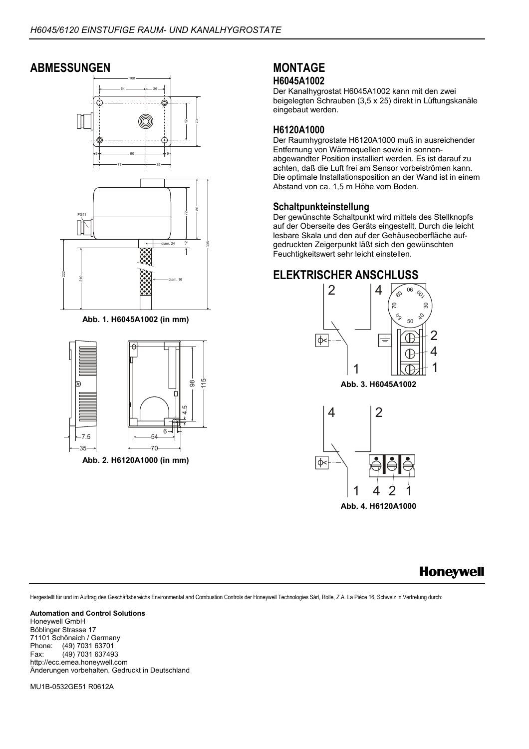## ABMESSUNGEN

108
64
26
92
70
9
90
9
73
35

PG11
72
86
diam. 24
12
308
222
210
diam. 16

**Abb. 1. H6045A1002 (in mm)**

98
115
4.5
6
7.5
54
35
70

**Abb. 2. H6120A1000 (in mm)**

## MONTAGE

### H6045A1002

Der Kanalhygrostat H6045A1002 kann mit den zwei beigelegten Schrauben (3,5 x 25) direkt in Lüftungskanäle eingebaut werden.

### H6120A1000

Der Raumhygrostate H6120A1000 muß in ausreichender Entfernung von Wärmequellen sowie in sonnen-abgewandter Position installiert werden. Es ist darauf zu achten, daß die Luft frei am Sensor vorbeiströmen kann. Die optimale Installationsposition an der Wand ist in einem Abstand von ca. 1,5 m Höhe vom Boden.

### Schaltpunkteinstellung

Der gewünschte Schaltpunkt wird mittels des Stellknopfs auf der Oberseite des Geräts eingestellt. Durch die leicht lesbare Skala und den auf der Gehäuseoberfläche auf-gedruckten Zeigerpunkt läßt sich den gewünschten Feuchtigkeitswert sehr leicht einstellen.

## ELEKTRISCHER ANSCHLUSS

2
4
1
90
100
80
30
70
60
40
50
2
4
1

**Abb. 3. H6045A1002**

4
2
1
4
2
1

**Abb. 4. H6120A1000**

Hergestellt für und im Auftrag des Geschäftsbereichs Environmental and Combustion Controls der Honeywell Technologies Sàrl, Rolle, Z.A. La Pièce 16, Schweiz in Vertretung durch:

**Automation and Control Solutions**
Honeywell GmbH
Böblinger Strasse 17
71101 Schönaich / Germany
Phone: (49) 7031 63701
Fax: (49) 7031 637493
http://ecc.emea.honeywell.com
Änderungen vorbehalten. Gedruckt in Deutschland

MU1B-0532GE51 R0612A